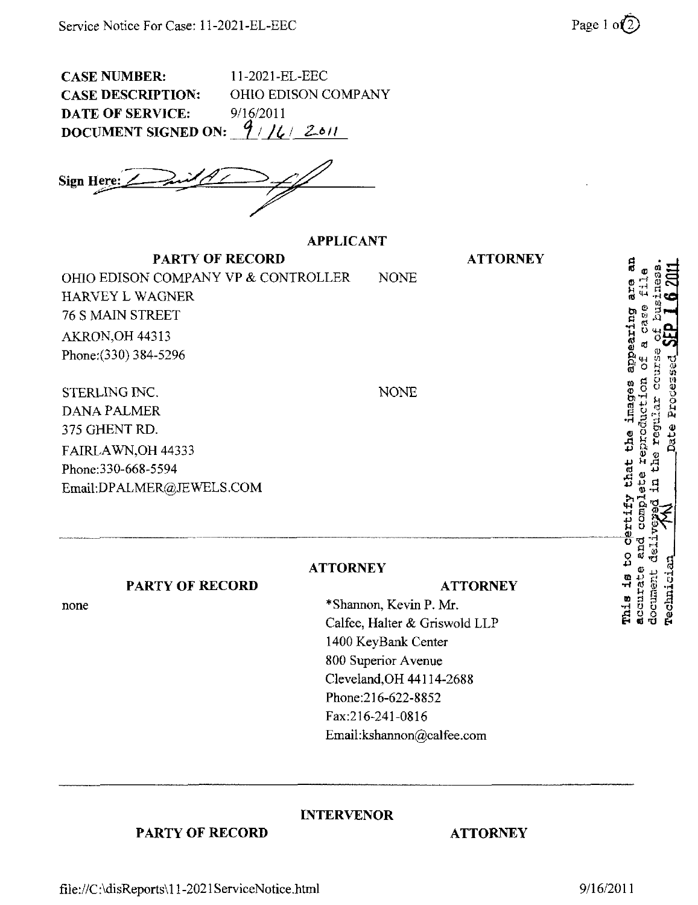**CASE NUMBER:** 11-2021-EL-EEC
**CASE DESCRIPTION:** OHIO EDISON COMPANY
**DATE OF SERVICE:** 9/16/2011
**DOCUMENT SIGNED ON:** 9/16/2011

Sign Here: _______________

## APPLICANT

| PARTY OF RECORD | ATTORNEY |
|---|---|
| OHIO EDISON COMPANY VP & CONTROLLER<br>HARVEY L WAGNER<br>76 S MAIN STREET<br>AKRON,OH 44313<br>Phone:(330) 384-5296 | NONE |
| STERLING INC.<br>DANA PALMER<br>375 GHENT RD.<br>FAIRLAWN,OH 44333<br>Phone:330-668-5594<br>Email:DPALMER@JEWELS.COM | NONE |

This is to certify that the images appearing are an accurate and complete reproduction of a case file document delivered in the regular course of business. Technician _____ Date Processed SEP 16 2011

## ATTORNEY

| PARTY OF RECORD | ATTORNEY |
|---|---|
| none | *Shannon, Kevin P. Mr.<br>Calfee, Halter & Griswold LLP<br>1400 KeyBank Center<br>800 Superior Avenue<br>Cleveland,OH 44114-2688<br>Phone:216-622-8852<br>Fax:216-241-0816<br>Email:kshannon@calfee.com |

## INTERVENOR

| PARTY OF RECORD | ATTORNEY |
|---|---|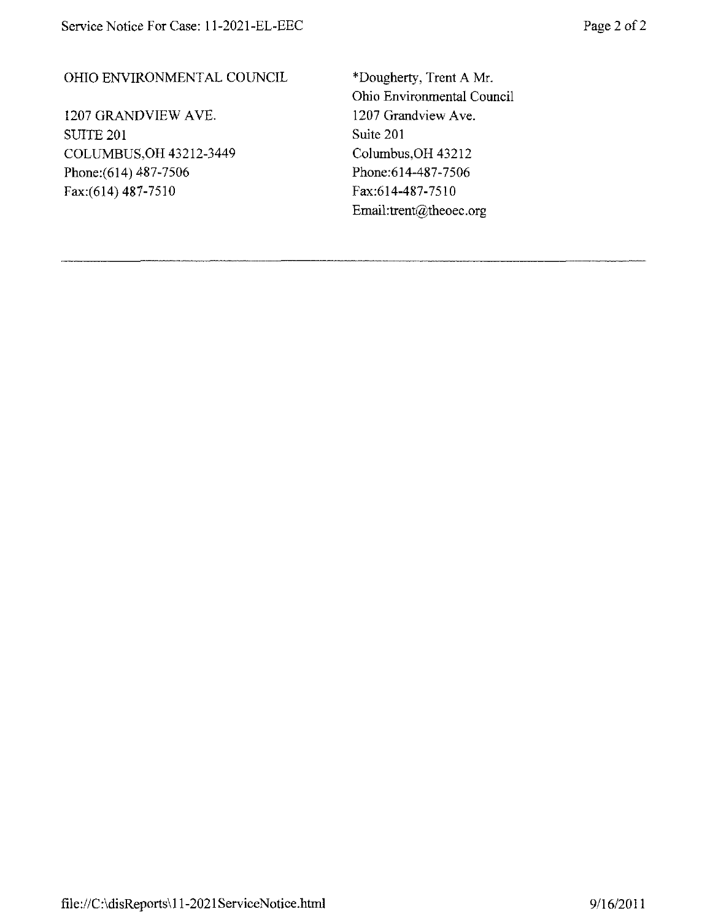OHIO ENVIRONMENTAL COUNCIL

1207 GRANDVIEW AVE.
SUITE 201
COLUMBUS,OH 43212-3449
Phone:(614) 487-7506
Fax:(614) 487-7510

*Dougherty, Trent A Mr.
Ohio Environmental Council
1207 Grandview Ave.
Suite 201
Columbus,OH 43212
Phone:614-487-7506
Fax:614-487-7510
Email:trent@theoec.org

---